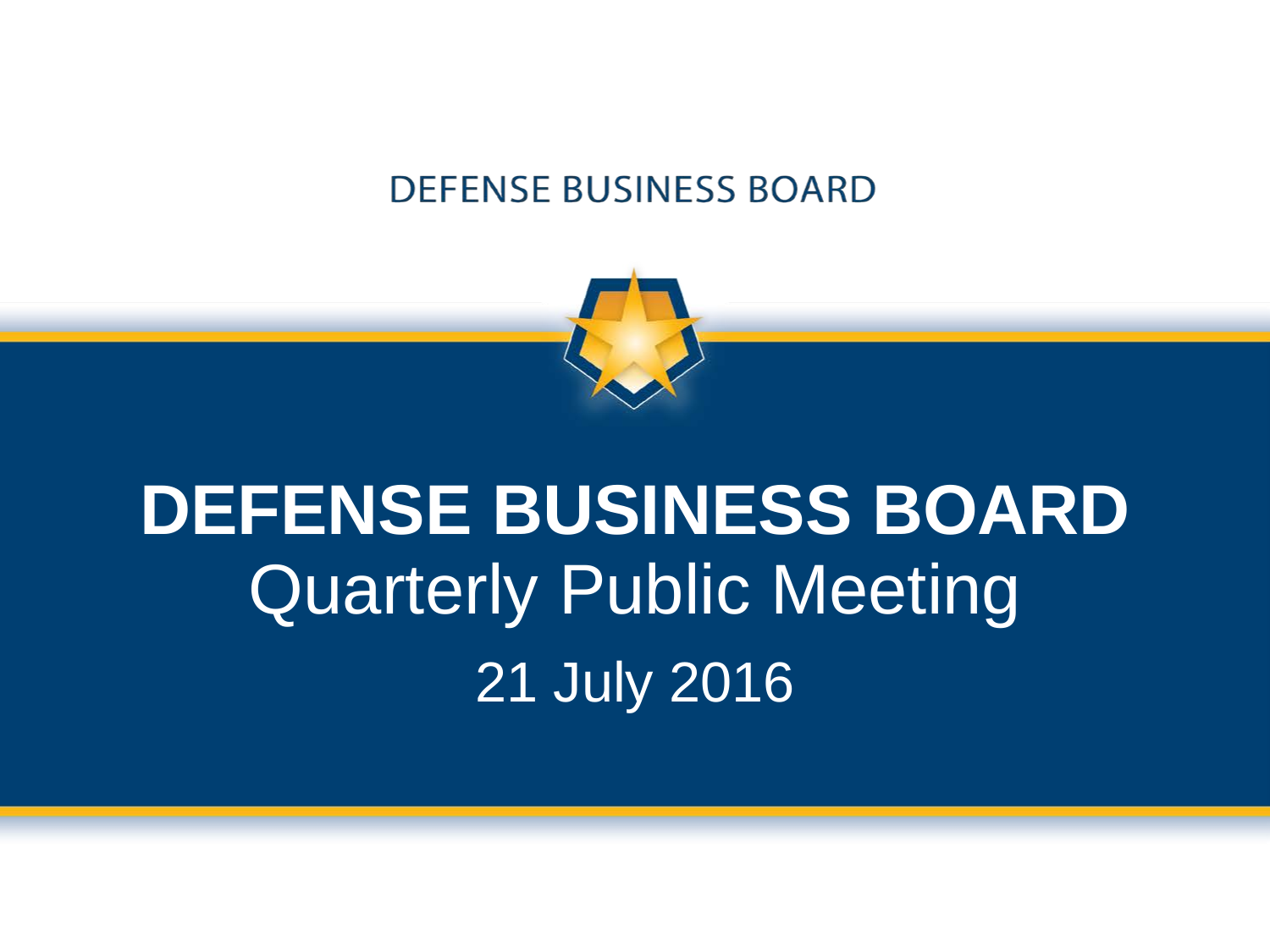DEFENSE BUSINESS BOARD

# DEFENSE BUSINESS BOARD

## Quarterly Public Meeting

21 July 2016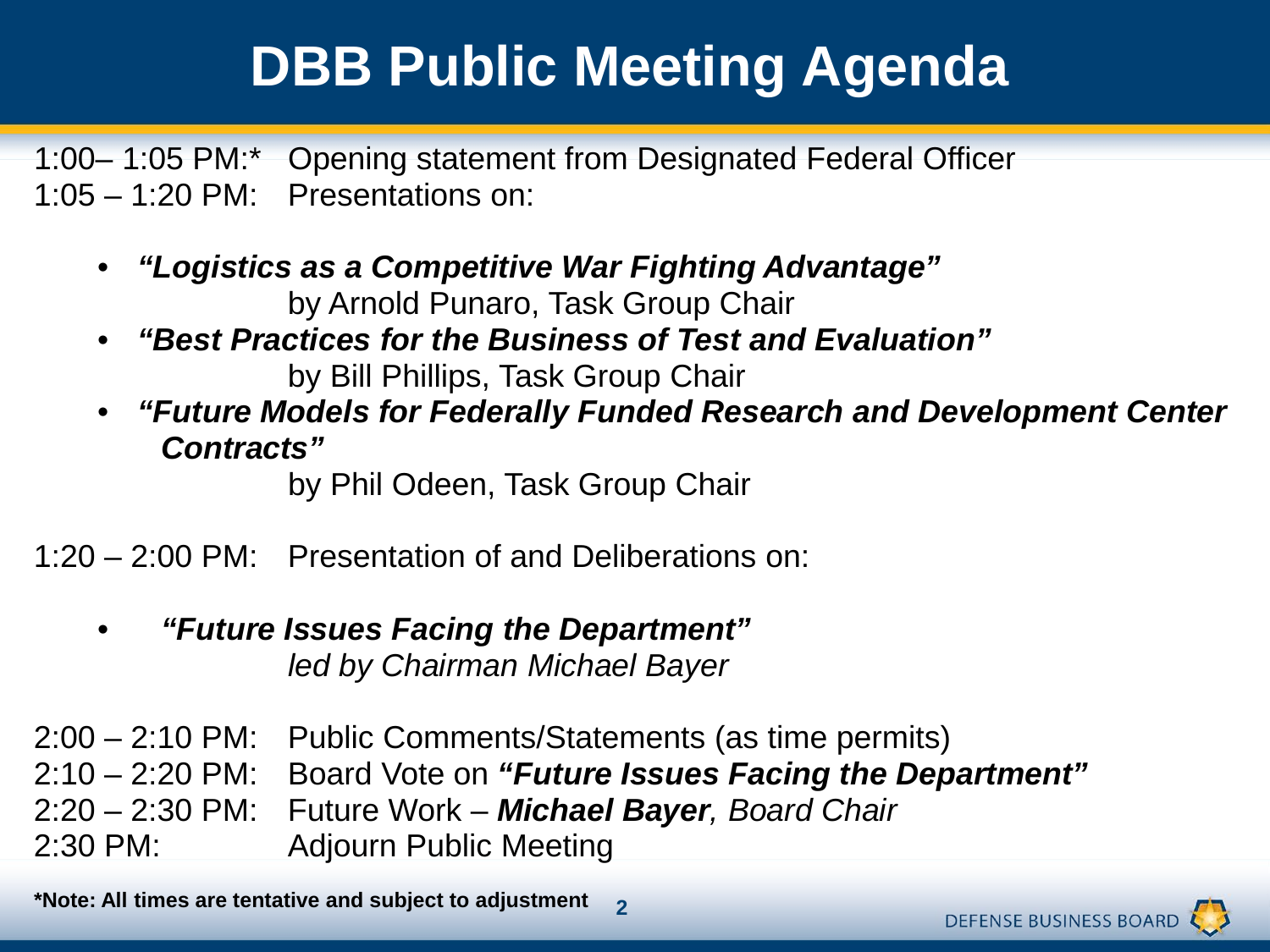# DBB Public Meeting Agenda

1:00– 1:05 PM:* Opening statement from Designated Federal Officer

1:05 – 1:20 PM: Presentations on:

- ***"Logistics as a Competitive War Fighting Advantage"***
  by Arnold Punaro, Task Group Chair
- ***"Best Practices for the Business of Test and Evaluation"***
  by Bill Phillips, Task Group Chair
- ***"Future Models for Federally Funded Research and Development Center Contracts"***
  by Phil Odeen, Task Group Chair

1:20 – 2:00 PM: Presentation of and Deliberations on:

- ***"Future Issues Facing the Department"***
  *led by Chairman Michael Bayer*

2:00 – 2:10 PM: Public Comments/Statements (as time permits)

2:10 – 2:20 PM: Board Vote on ***"Future Issues Facing the Department"***

2:20 – 2:30 PM: Future Work – ***Michael Bayer****, Board Chair*

2:30 PM: Adjourn Public Meeting

**\*Note: All times are tentative and subject to adjustment**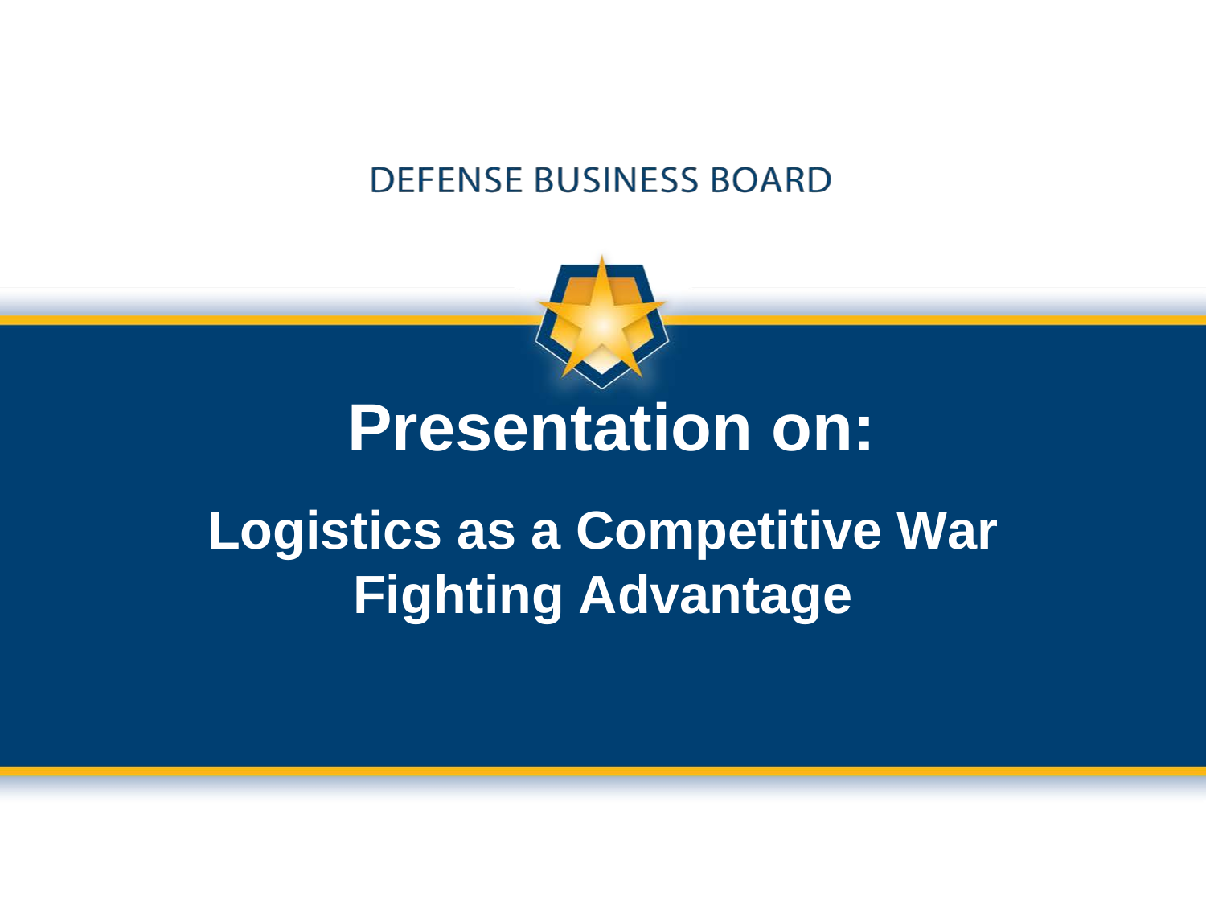DEFENSE BUSINESS BOARD

# Presentation on:

## Logistics as a Competitive War Fighting Advantage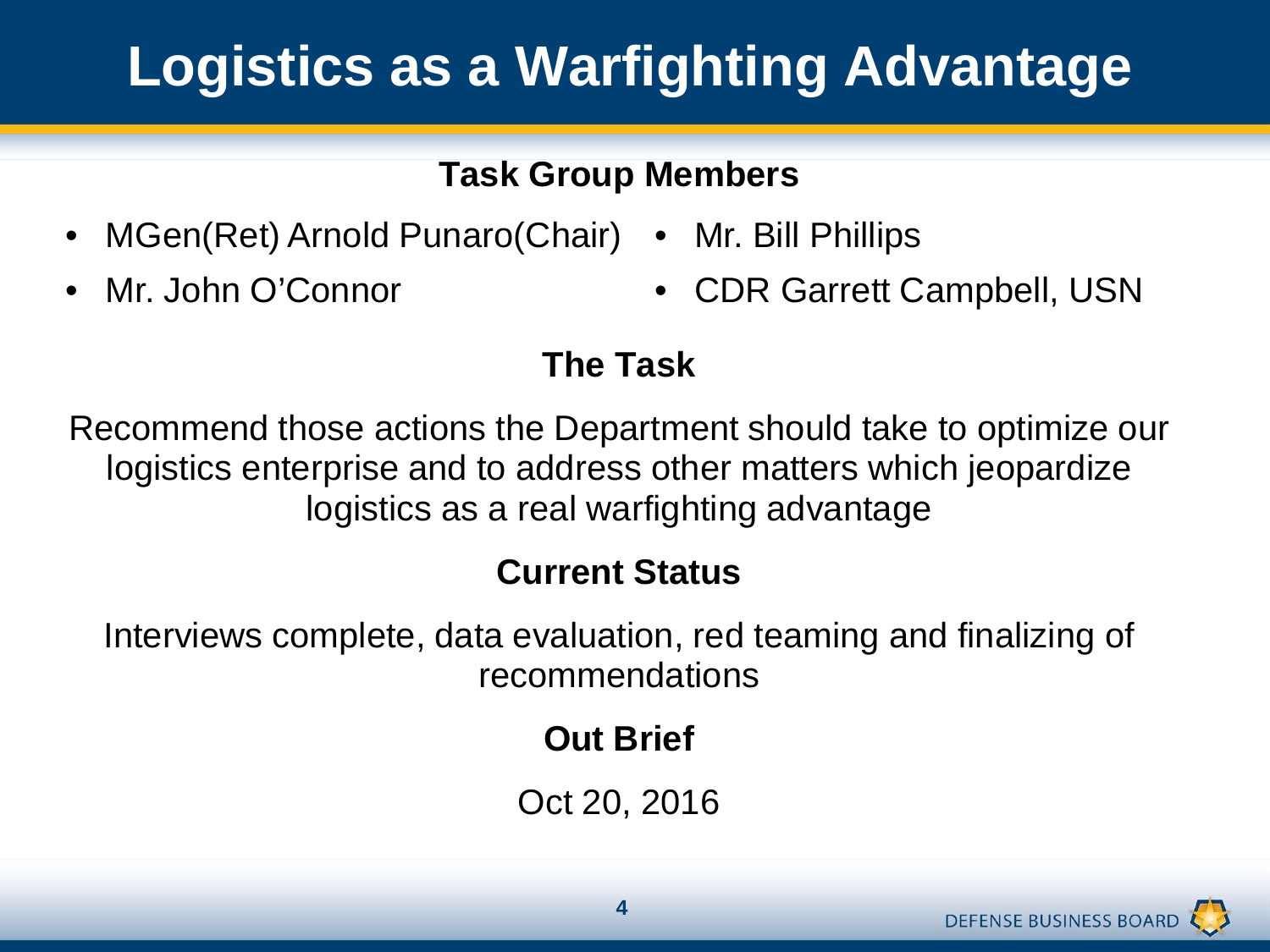# Logistics as a Warfighting Advantage

## Task Group Members

- MGen(Ret) Arnold Punaro(Chair)
- Mr. John O'Connor
- Mr. Bill Phillips
- CDR Garrett Campbell, USN

## The Task

Recommend those actions the Department should take to optimize our logistics enterprise and to address other matters which jeopardize logistics as a real warfighting advantage

## Current Status

Interviews complete, data evaluation, red teaming and finalizing of recommendations

## Out Brief

Oct 20, 2016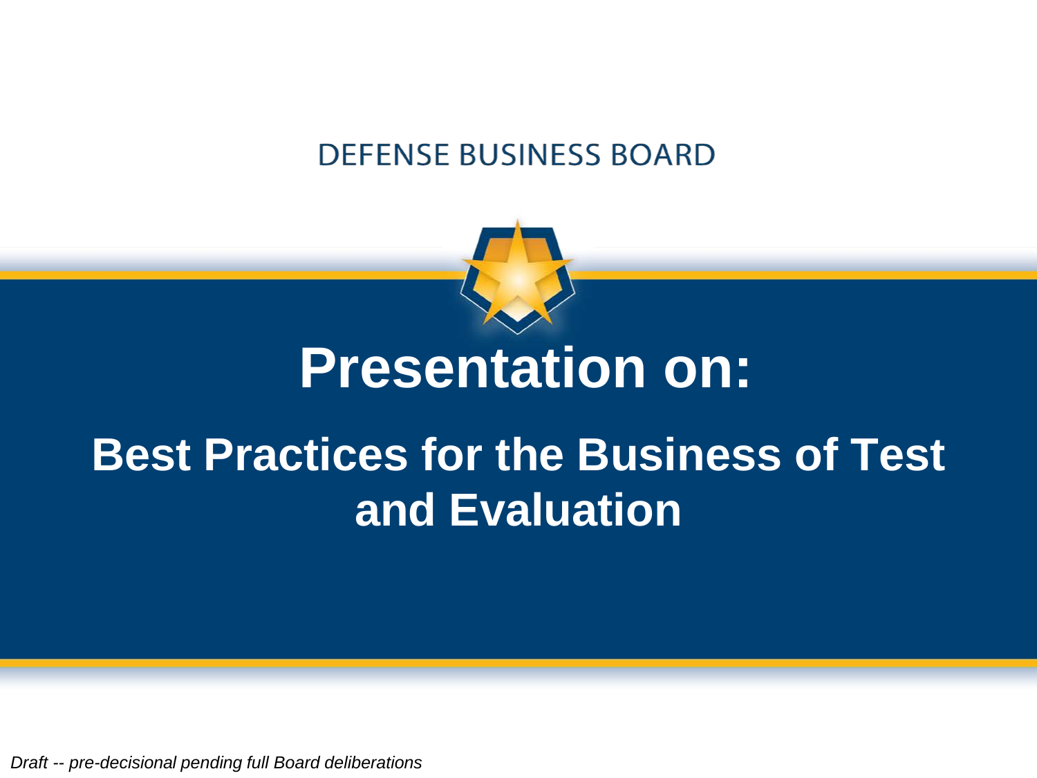DEFENSE BUSINESS BOARD

# Presentation on:

## Best Practices for the Business of Test and Evaluation

*Draft -- pre-decisional pending full Board deliberations*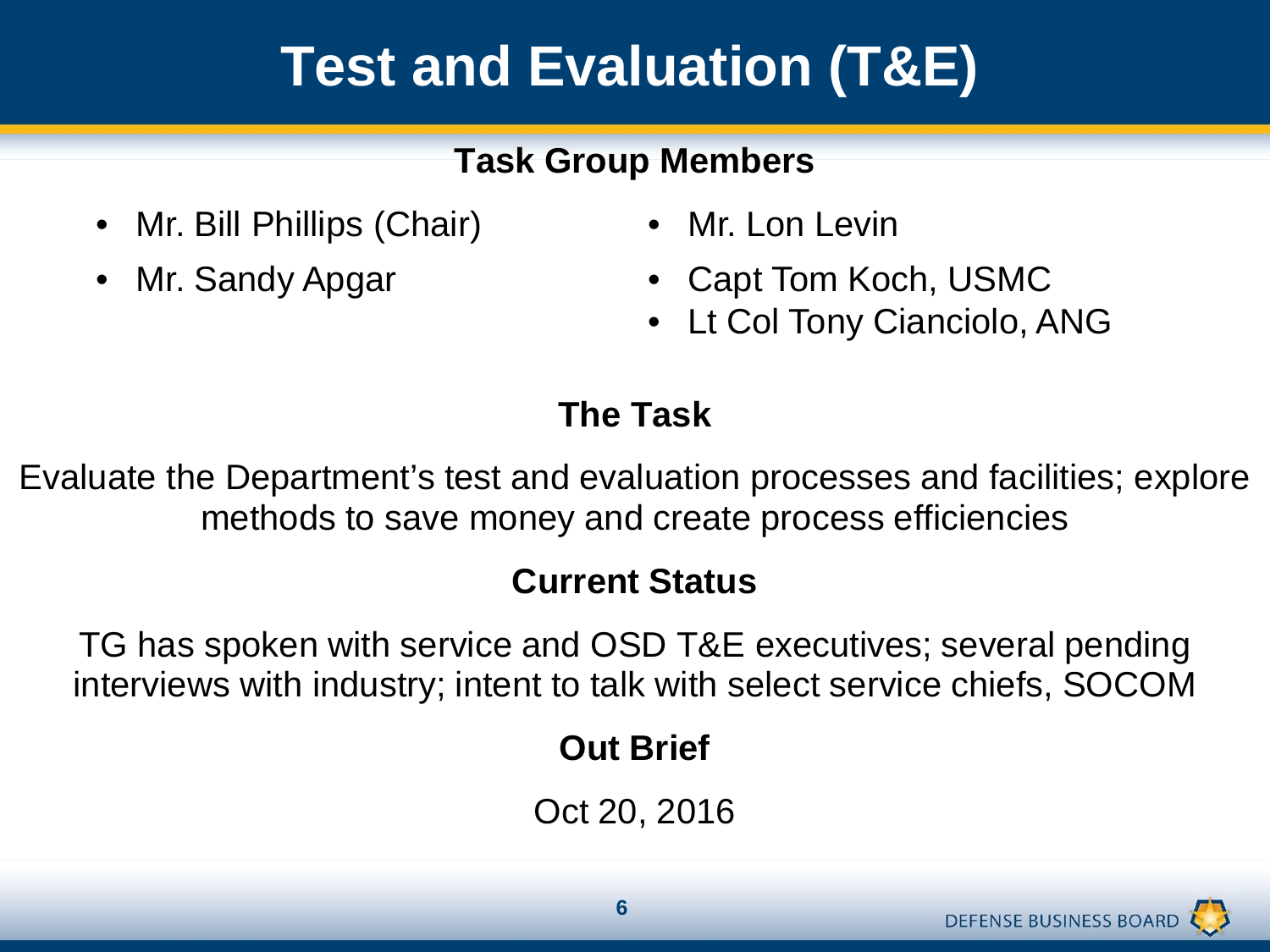# Test and Evaluation (T&E)

## Task Group Members

- Mr. Bill Phillips (Chair)
- Mr. Sandy Apgar
- Mr. Lon Levin
- Capt Tom Koch, USMC
- Lt Col Tony Cianciolo, ANG

## The Task

Evaluate the Department's test and evaluation processes and facilities; explore methods to save money and create process efficiencies

## Current Status

TG has spoken with service and OSD T&E executives; several pending interviews with industry; intent to talk with select service chiefs, SOCOM

## Out Brief

Oct 20, 2016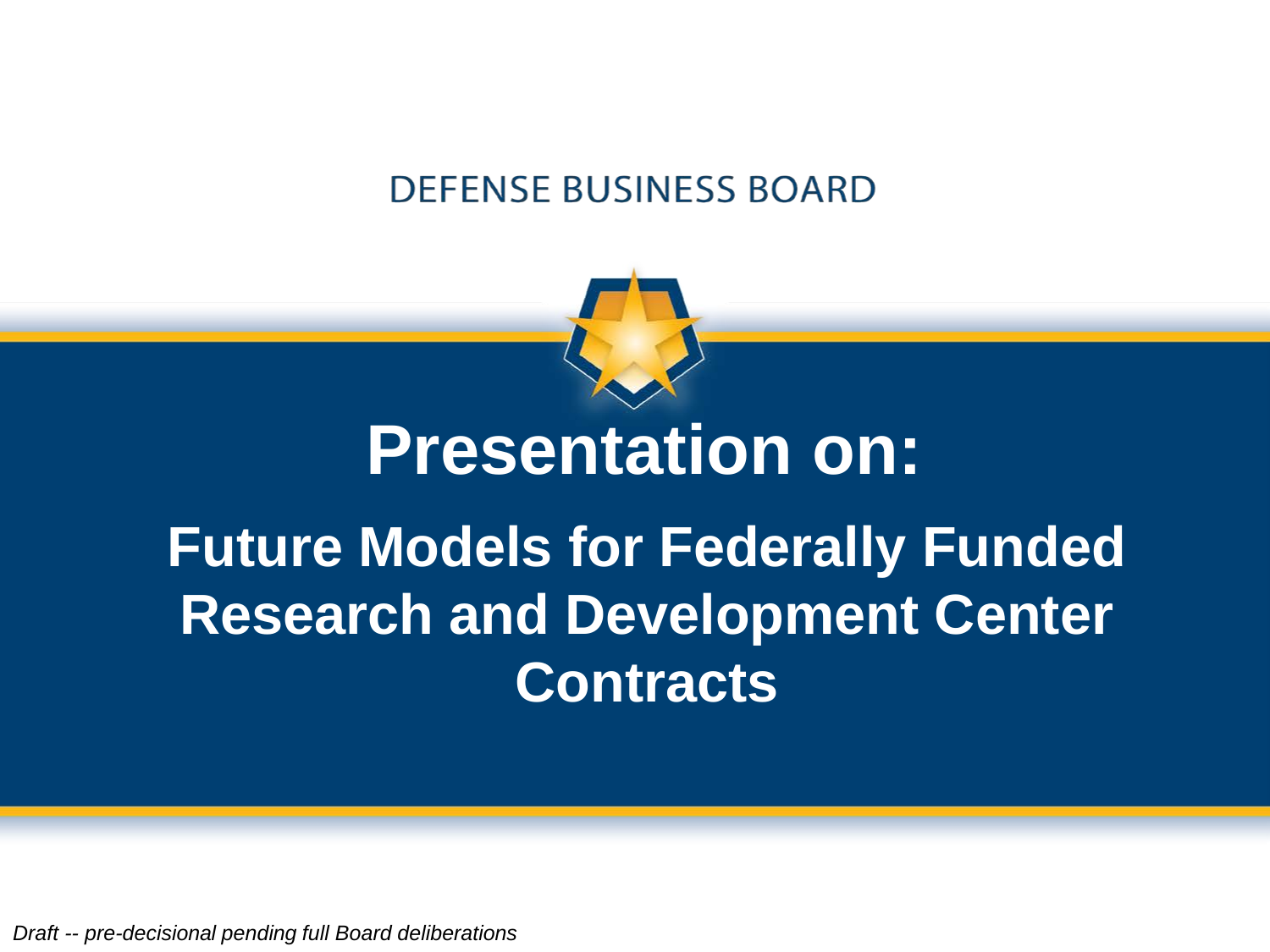DEFENSE BUSINESS BOARD

# Presentation on:

## Future Models for Federally Funded Research and Development Center Contracts

*Draft -- pre-decisional pending full Board deliberations*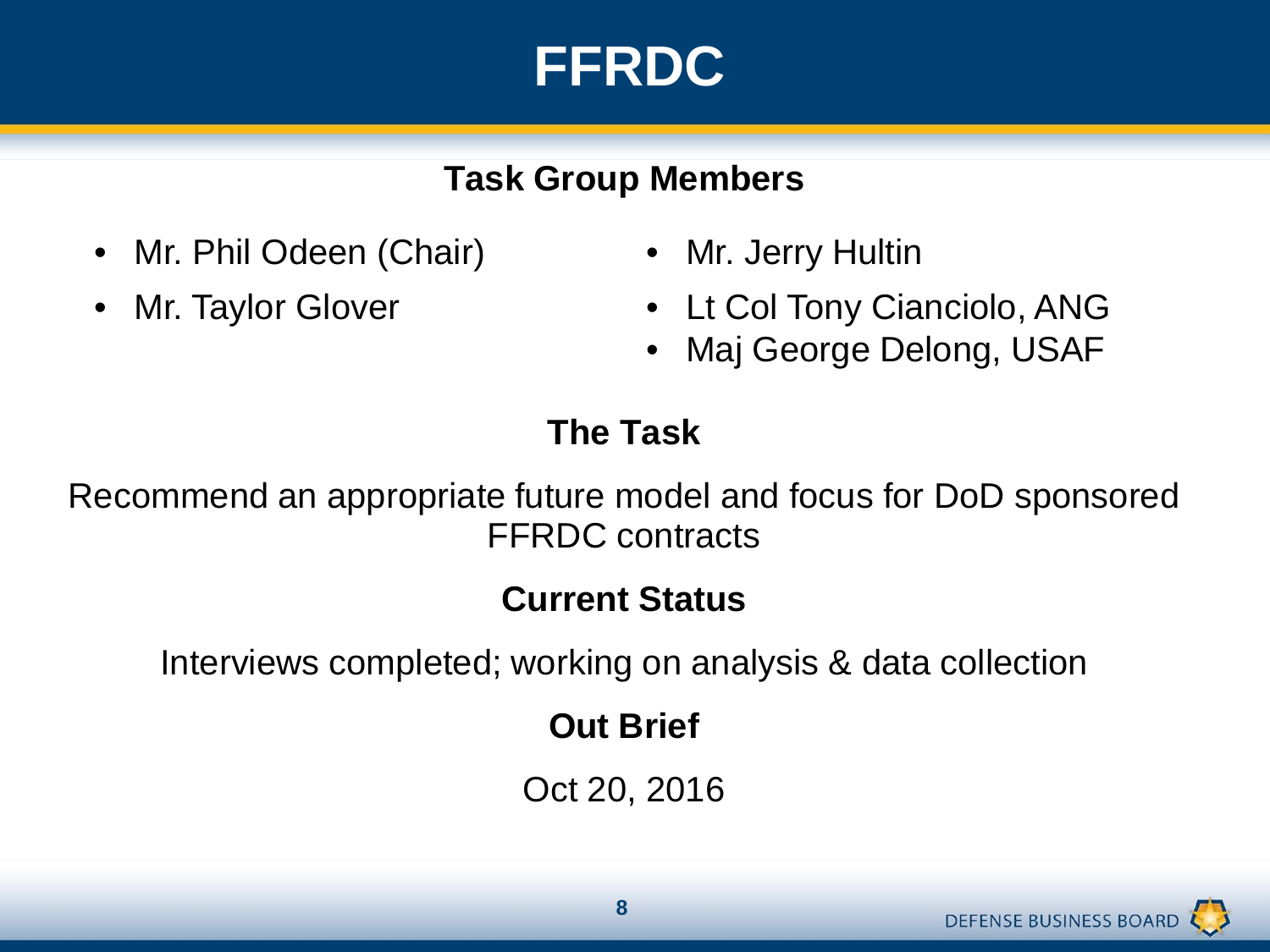# FFRDC

## Task Group Members

- Mr. Phil Odeen (Chair)
- Mr. Taylor Glover
- Mr. Jerry Hultin
- Lt Col Tony Cianciolo, ANG
- Maj George Delong, USAF

## The Task

Recommend an appropriate future model and focus for DoD sponsored FFRDC contracts

## Current Status

Interviews completed; working on analysis & data collection

## Out Brief

Oct 20, 2016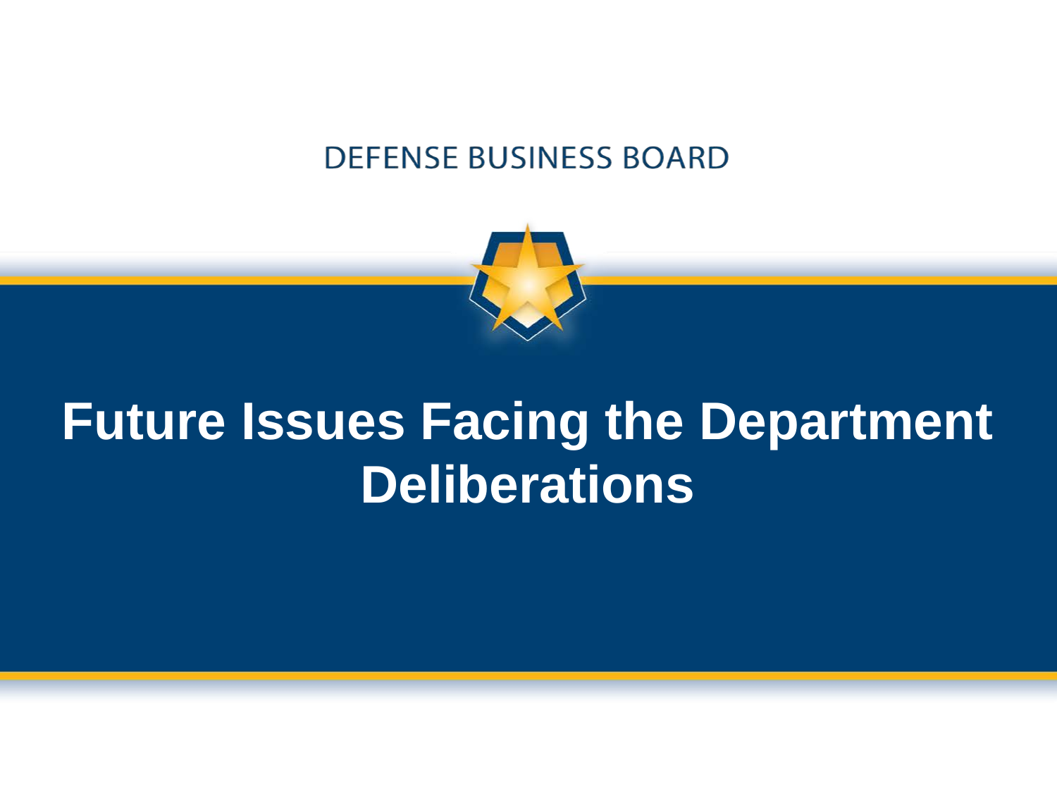DEFENSE BUSINESS BOARD

# Future Issues Facing the Department Deliberations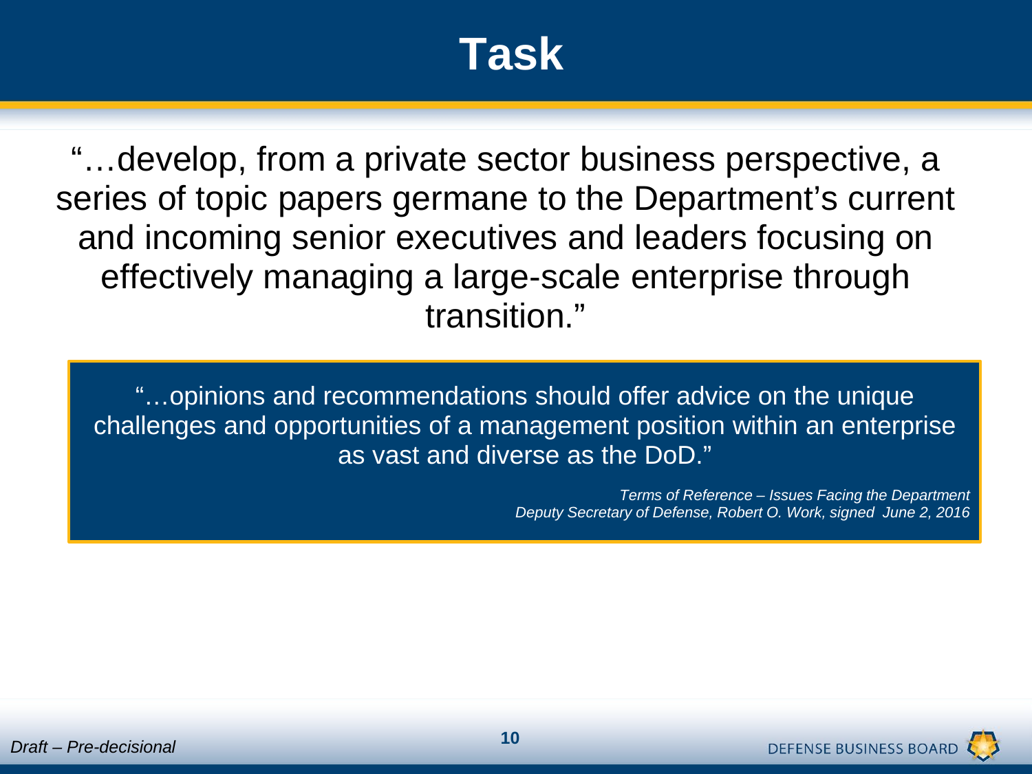# Task

"…develop, from a private sector business perspective, a series of topic papers germane to the Department's current and incoming senior executives and leaders focusing on effectively managing a large-scale enterprise through transition."

> "…opinions and recommendations should offer advice on the unique challenges and opportunities of a management position within an enterprise as vast and diverse as the DoD."
>
> *Terms of Reference – Issues Facing the Department*
> *Deputy Secretary of Defense, Robert O. Work, signed June 2, 2016*

*Draft – Pre-decisional*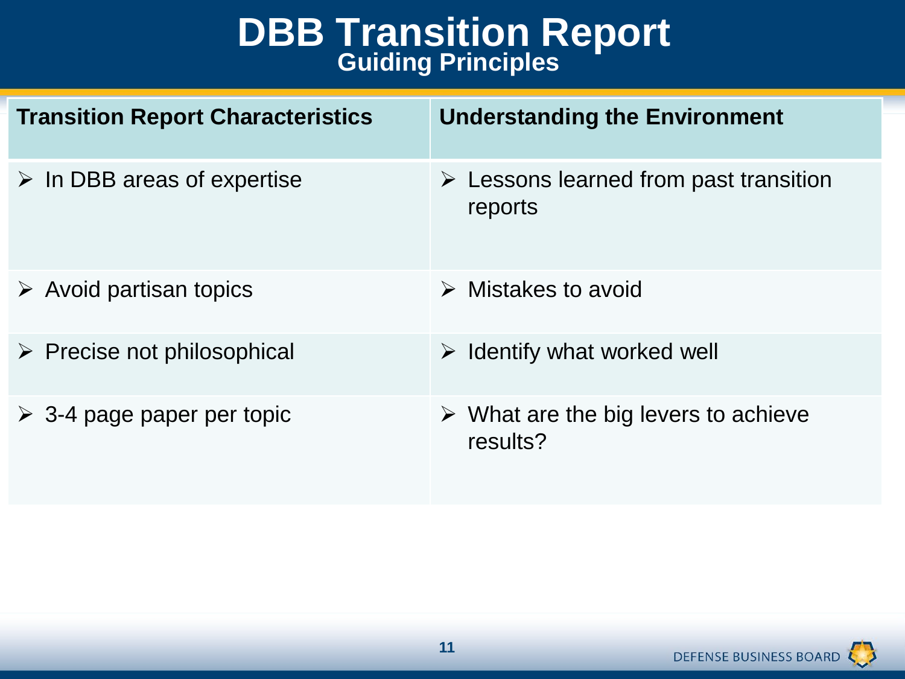# DBB Transition Report

## Guiding Principles

| Transition Report Characteristics | Understanding the Environment |
| --- | --- |
| ➢ In DBB areas of expertise | ➢ Lessons learned from past transition reports |
| ➢ Avoid partisan topics | ➢ Mistakes to avoid |
| ➢ Precise not philosophical | ➢ Identify what worked well |
| ➢ 3-4 page paper per topic | ➢ What are the big levers to achieve results? |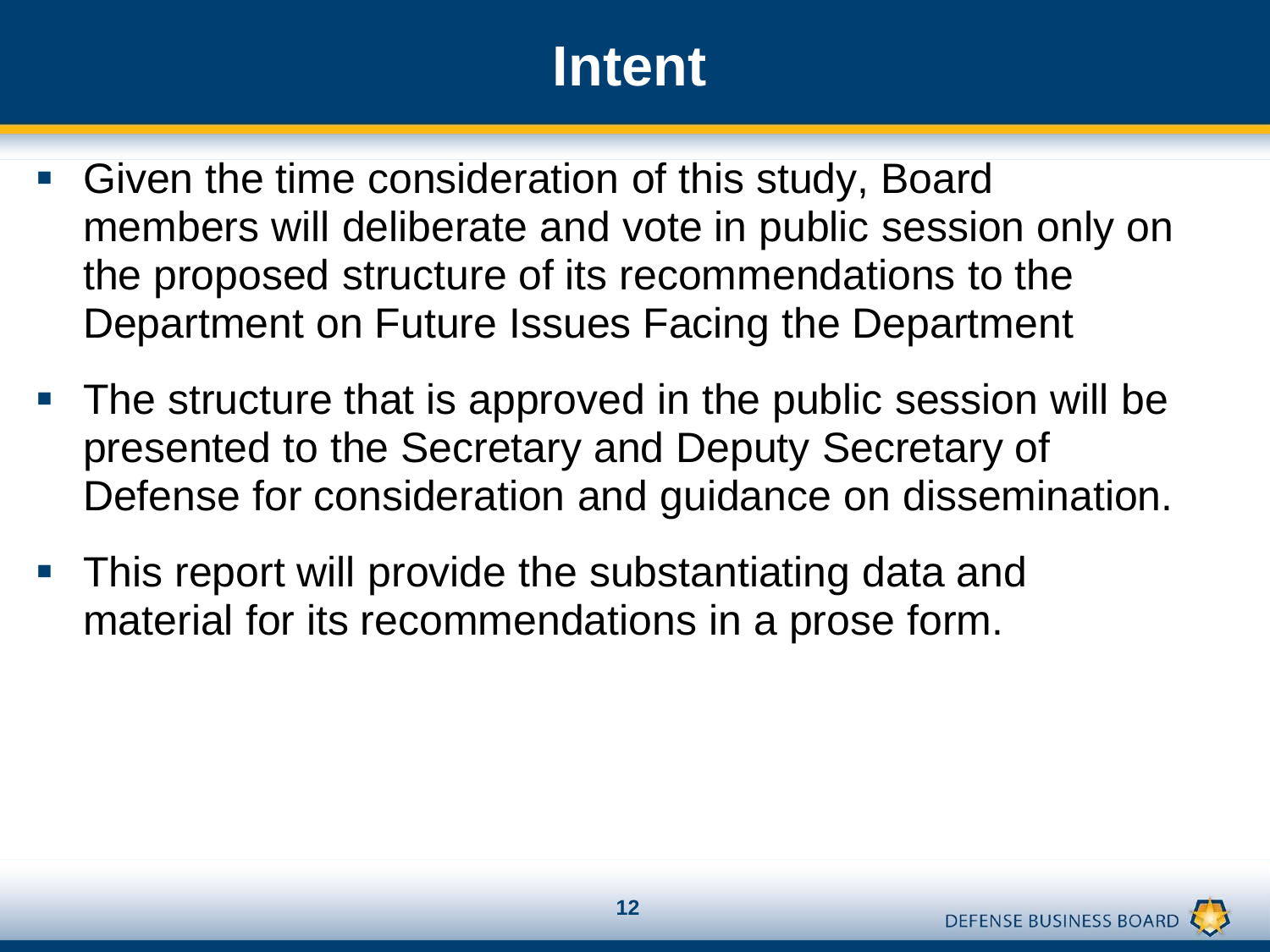# Intent

- Given the time consideration of this study, Board members will deliberate and vote in public session only on the proposed structure of its recommendations to the Department on Future Issues Facing the Department
- The structure that is approved in the public session will be presented to the Secretary and Deputy Secretary of Defense for consideration and guidance on dissemination.
- This report will provide the substantiating data and material for its recommendations in a prose form.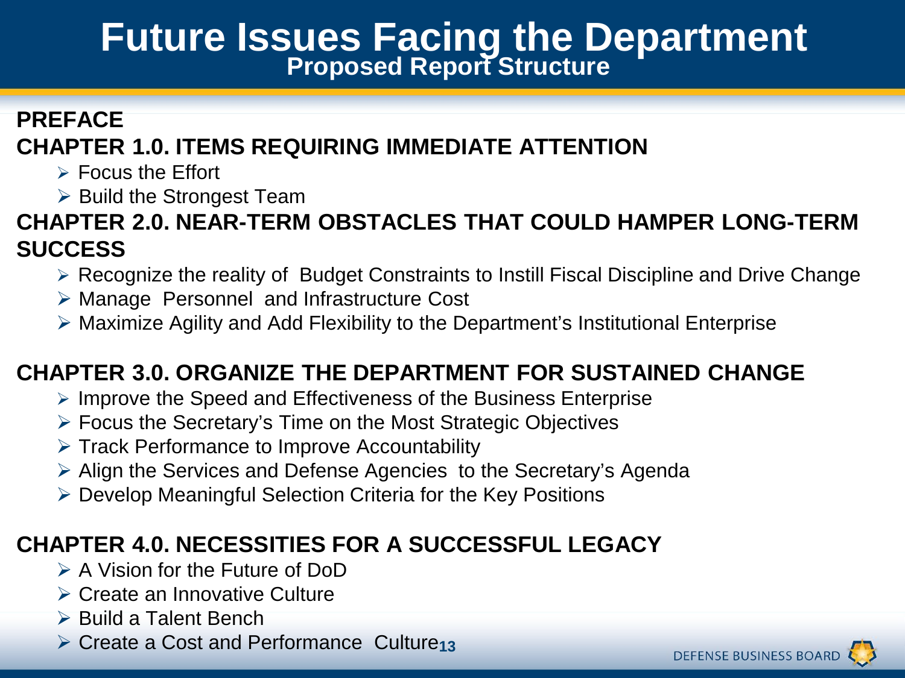# Future Issues Facing the Department

## Proposed Report Structure

**PREFACE**

**CHAPTER 1.0. ITEMS REQUIRING IMMEDIATE ATTENTION**

- Focus the Effort
- Build the Strongest Team

**CHAPTER 2.0. NEAR-TERM OBSTACLES THAT COULD HAMPER LONG-TERM SUCCESS**

- Recognize the reality of Budget Constraints to Instill Fiscal Discipline and Drive Change
- Manage Personnel and Infrastructure Cost
- Maximize Agility and Add Flexibility to the Department's Institutional Enterprise

**CHAPTER 3.0. ORGANIZE THE DEPARTMENT FOR SUSTAINED CHANGE**

- Improve the Speed and Effectiveness of the Business Enterprise
- Focus the Secretary's Time on the Most Strategic Objectives
- Track Performance to Improve Accountability
- Align the Services and Defense Agencies to the Secretary's Agenda
- Develop Meaningful Selection Criteria for the Key Positions

**CHAPTER 4.0. NECESSITIES FOR A SUCCESSFUL LEGACY**

- A Vision for the Future of DoD
- Create an Innovative Culture
- Build a Talent Bench
- Create a Cost and Performance Culture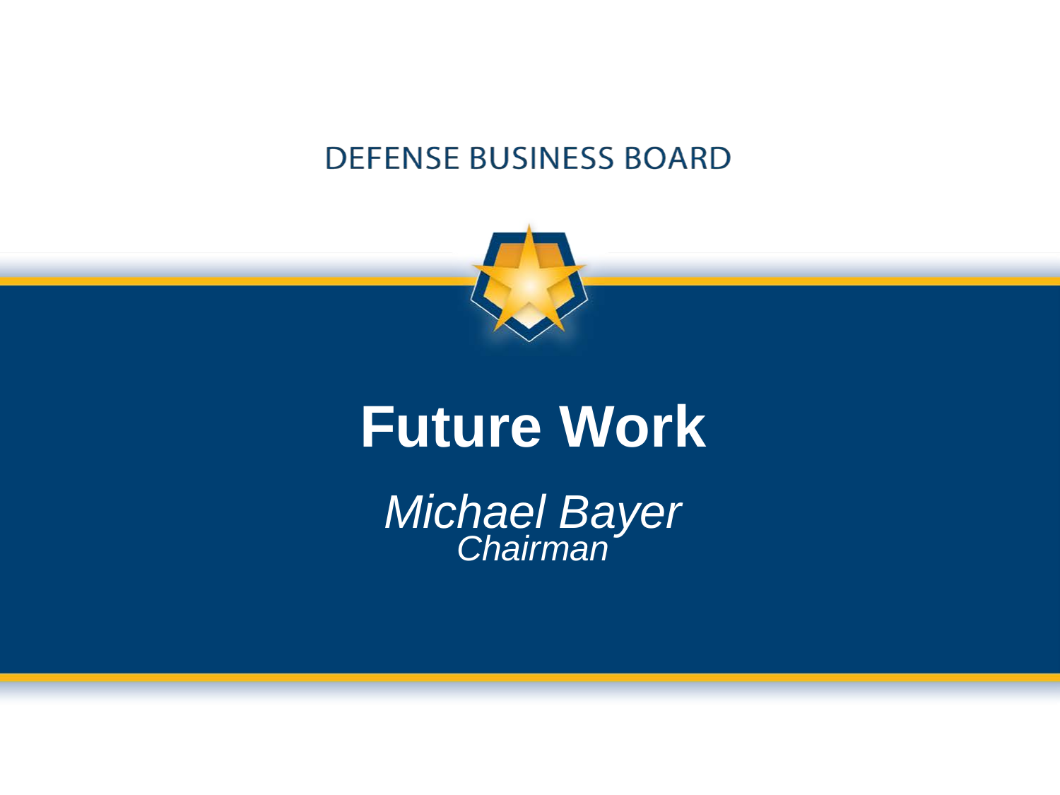DEFENSE BUSINESS BOARD

# Future Work

*Michael Bayer*
*Chairman*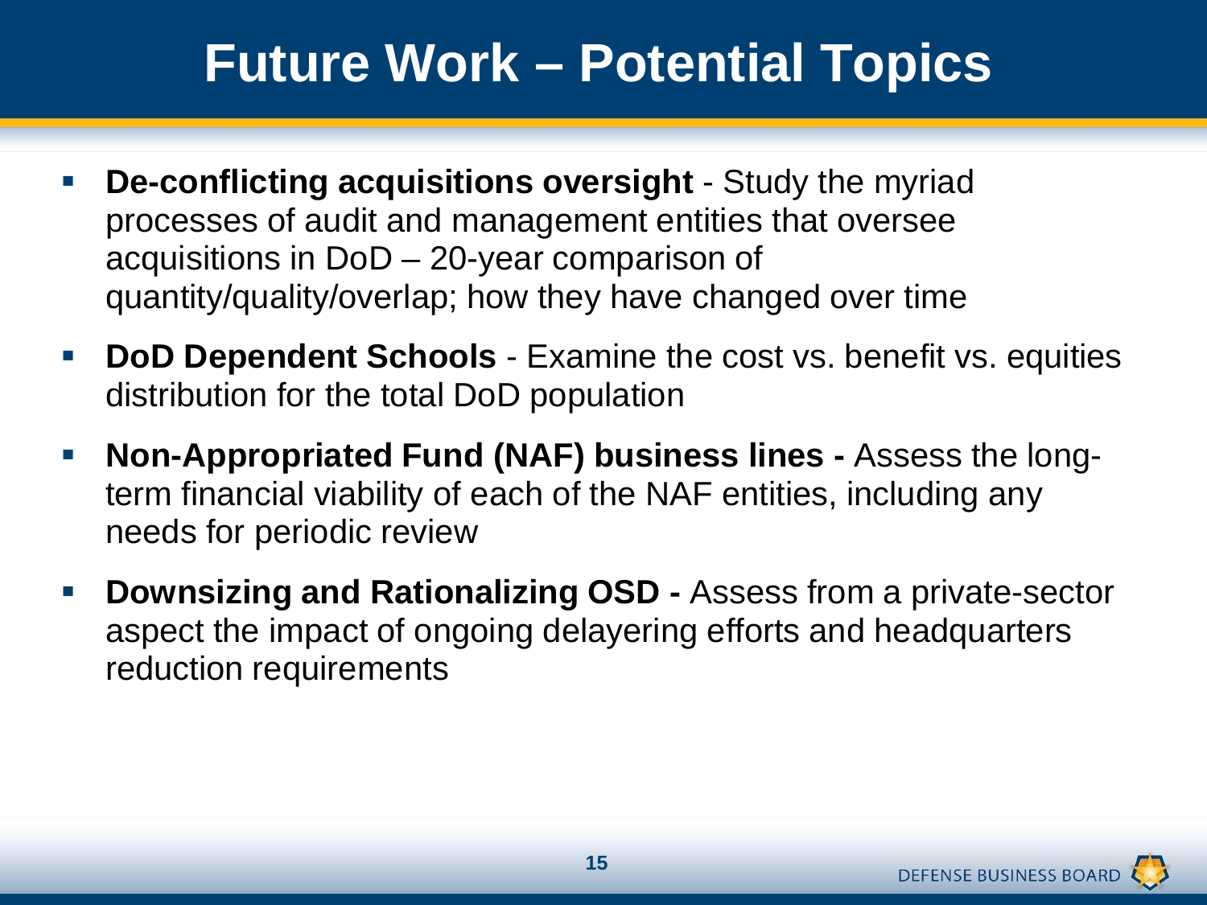# Future Work – Potential Topics

- **De-conflicting acquisitions oversight** - Study the myriad processes of audit and management entities that oversee acquisitions in DoD – 20-year comparison of quantity/quality/overlap; how they have changed over time
- **DoD Dependent Schools** - Examine the cost vs. benefit vs. equities distribution for the total DoD population
- **Non-Appropriated Fund (NAF) business lines -** Assess the long-term financial viability of each of the NAF entities, including any needs for periodic review
- **Downsizing and Rationalizing OSD -** Assess from a private-sector aspect the impact of ongoing delayering efforts and headquarters reduction requirements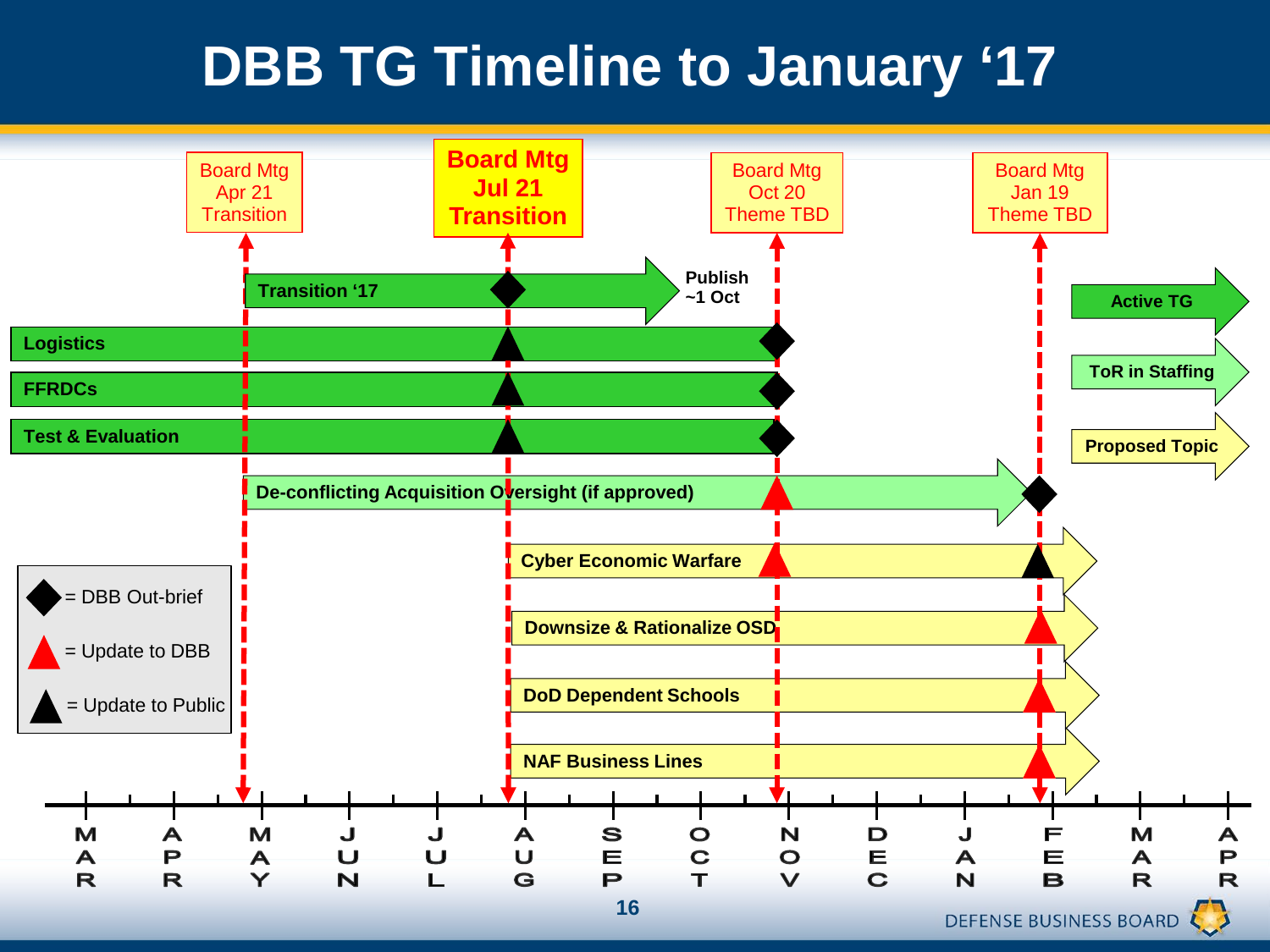# DBB TG Timeline to January '17

**Board Meetings:**

- Board Mtg Apr 21 Transition
- **Board Mtg Jul 21 Transition**
- Board Mtg Oct 20 Theme TBD
- Board Mtg Jan 19 Theme TBD

**Timeline tracks (MAR through APR):**

- **Transition '17** — Publish ~1 Oct
- **Logistics**
- **FFRDCs**
- **Test & Evaluation**
- **De-conflicting Acquisition Oversight (if approved)**
- **Cyber Economic Warfare**
- **Downsize & Rationalize OSD**
- **DoD Dependent Schools**
- **NAF Business Lines**

**Bar color key:**

- **Active TG**
- **ToR in Staffing**
- **Proposed Topic**

**Marker legend:**

- ◆ = DBB Out-brief
- ▲ (red) = Update to DBB
- ▲ (black) = Update to Public

MAR | APR | MAY | JUN | JUL | AUG | SEP | OCT | NOV | DEC | JAN | FEB | MAR | APR

DEFENSE BUSINESS BOARD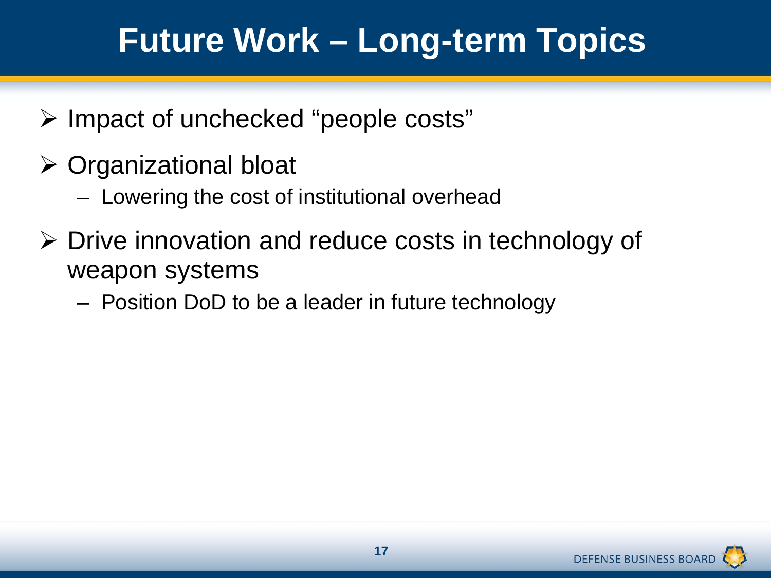# Future Work – Long-term Topics

- Impact of unchecked "people costs"
- Organizational bloat
  - Lowering the cost of institutional overhead
- Drive innovation and reduce costs in technology of weapon systems
  - Position DoD to be a leader in future technology